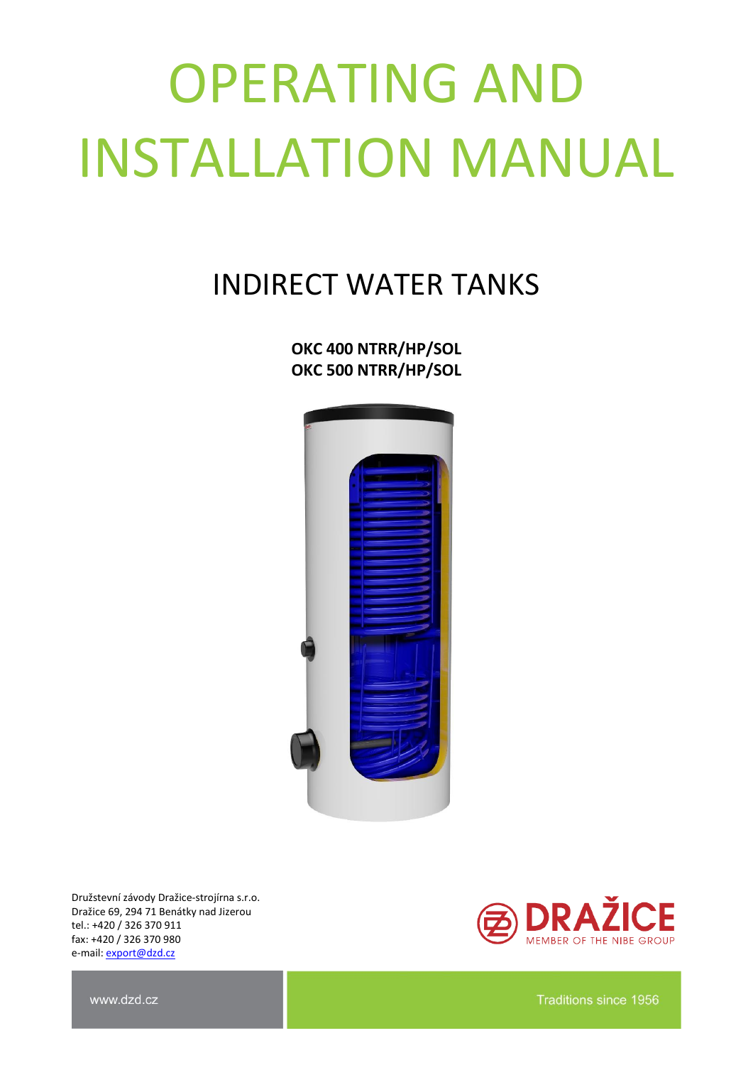# OPERATING AND INSTALLATION MANUAL

## INDIRECT WATER TANKS

**OKC 400 NTRR/HP/SOL**
**OKC 500 NTRR/HP/SOL**

Družstevní závody Dražice-strojírna s.r.o.
Dražice 69, 294 71 Benátky nad Jizerou
tel.: +420 / 326 370 911
fax: +420 / 326 370 980
e-mail: export@dzd.cz

DRAŽICE
MEMBER OF THE NIBE GROUP

www.dzd.cz

Traditions since 1956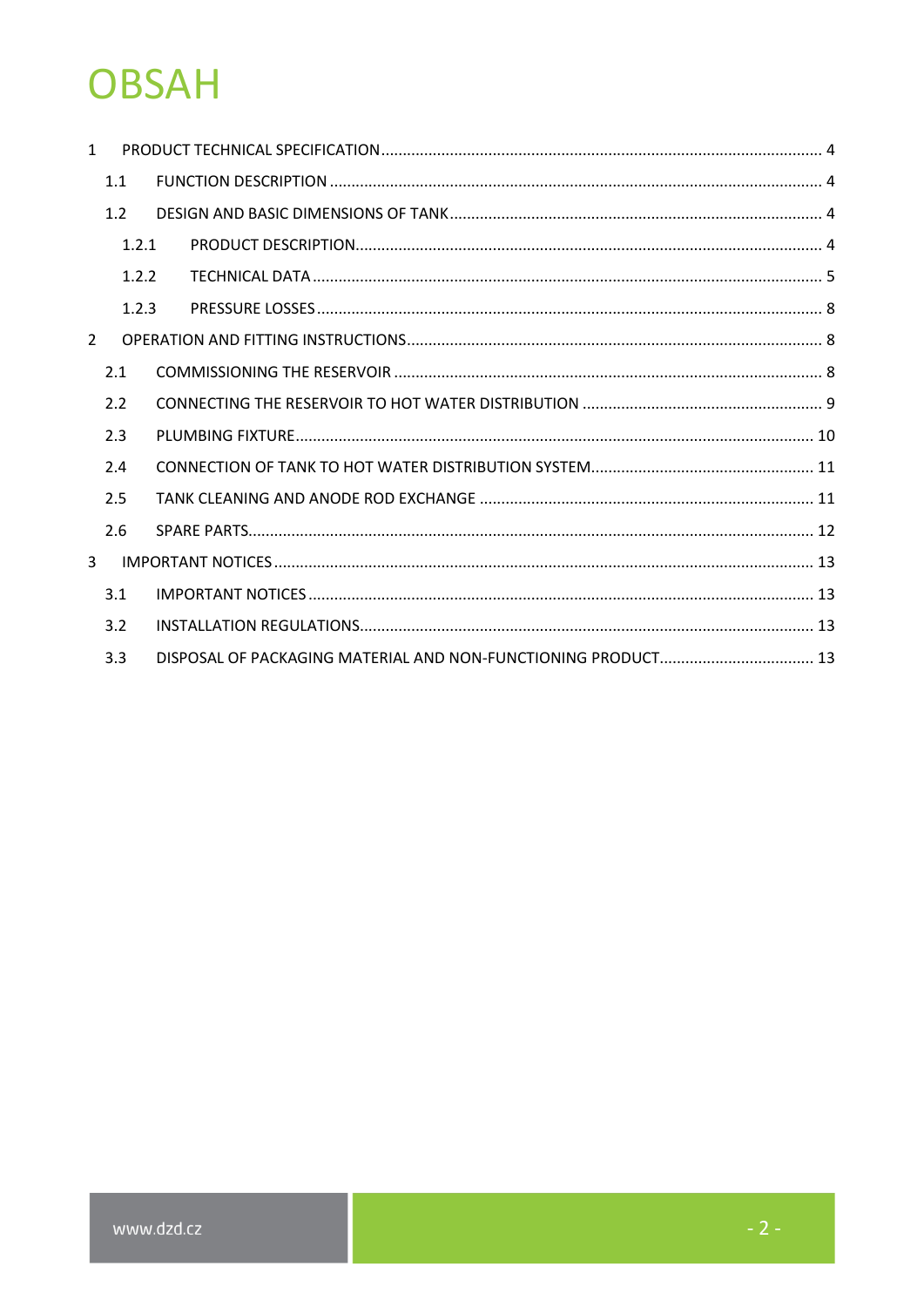# OBSAH

1 PRODUCT TECHNICAL SPECIFICATION ..... 4
  1.1 FUNCTION DESCRIPTION ..... 4
  1.2 DESIGN AND BASIC DIMENSIONS OF TANK ..... 4
    1.2.1 PRODUCT DESCRIPTION ..... 4
    1.2.2 TECHNICAL DATA ..... 5
    1.2.3 PRESSURE LOSSES ..... 8
2 OPERATION AND FITTING INSTRUCTIONS ..... 8
  2.1 COMMISSIONING THE RESERVOIR ..... 8
  2.2 CONNECTING THE RESERVOIR TO HOT WATER DISTRIBUTION ..... 9
  2.3 PLUMBING FIXTURE ..... 10
  2.4 CONNECTION OF TANK TO HOT WATER DISTRIBUTION SYSTEM ..... 11
  2.5 TANK CLEANING AND ANODE ROD EXCHANGE ..... 11
  2.6 SPARE PARTS ..... 12
3 IMPORTANT NOTICES ..... 13
  3.1 IMPORTANT NOTICES ..... 13
  3.2 INSTALLATION REGULATIONS ..... 13
  3.3 DISPOSAL OF PACKAGING MATERIAL AND NON-FUNCTIONING PRODUCT ..... 13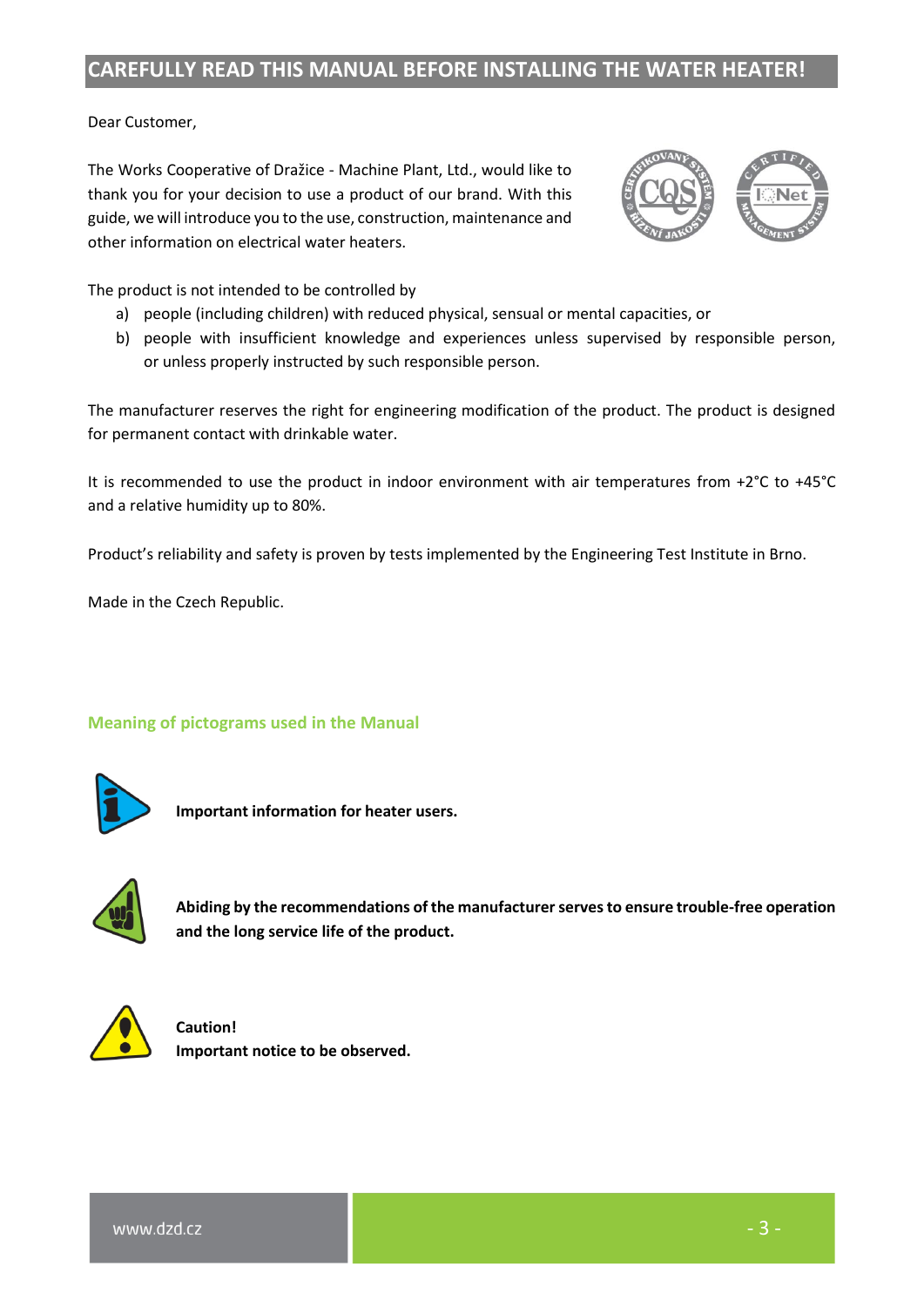# CAREFULLY READ THIS MANUAL BEFORE INSTALLING THE WATER HEATER!

Dear Customer,

The Works Cooperative of Dražice - Machine Plant, Ltd., would like to thank you for your decision to use a product of our brand. With this guide, we will introduce you to the use, construction, maintenance and other information on electrical water heaters.

The product is not intended to be controlled by

a) people (including children) with reduced physical, sensual or mental capacities, or
b) people with insufficient knowledge and experiences unless supervised by responsible person, or unless properly instructed by such responsible person.

The manufacturer reserves the right for engineering modification of the product. The product is designed for permanent contact with drinkable water.

It is recommended to use the product in indoor environment with air temperatures from +2°C to +45°C and a relative humidity up to 80%.

Product's reliability and safety is proven by tests implemented by the Engineering Test Institute in Brno.

Made in the Czech Republic.

## Meaning of pictograms used in the Manual

**Important information for heater users.**

**Abiding by the recommendations of the manufacturer serves to ensure trouble-free operation and the long service life of the product.**

**Caution!**
**Important notice to be observed.**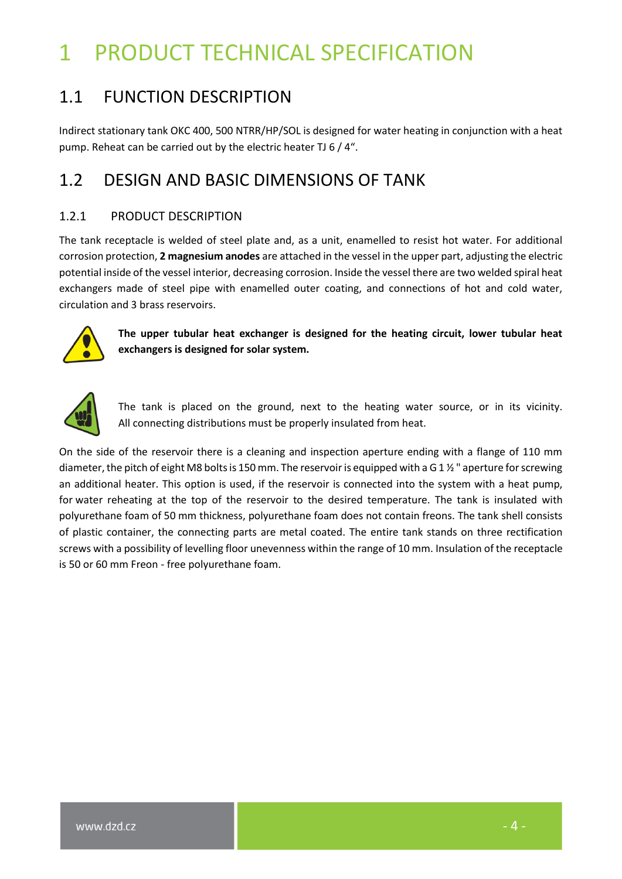# 1 PRODUCT TECHNICAL SPECIFICATION

## 1.1 FUNCTION DESCRIPTION

Indirect stationary tank OKC 400, 500 NTRR/HP/SOL is designed for water heating in conjunction with a heat pump. Reheat can be carried out by the electric heater TJ 6 / 4".

## 1.2 DESIGN AND BASIC DIMENSIONS OF TANK

### 1.2.1 PRODUCT DESCRIPTION

The tank receptacle is welded of steel plate and, as a unit, enamelled to resist hot water. For additional corrosion protection, **2 magnesium anodes** are attached in the vessel in the upper part, adjusting the electric potential inside of the vessel interior, decreasing corrosion. Inside the vessel there are two welded spiral heat exchangers made of steel pipe with enamelled outer coating, and connections of hot and cold water, circulation and 3 brass reservoirs.

**The upper tubular heat exchanger is designed for the heating circuit, lower tubular heat exchangers is designed for solar system.**

The tank is placed on the ground, next to the heating water source, or in its vicinity. All connecting distributions must be properly insulated from heat.

On the side of the reservoir there is a cleaning and inspection aperture ending with a flange of 110 mm diameter, the pitch of eight M8 bolts is 150 mm. The reservoir is equipped with a G 1 ½ " aperture for screwing an additional heater. This option is used, if the reservoir is connected into the system with a heat pump, for water reheating at the top of the reservoir to the desired temperature. The tank is insulated with polyurethane foam of 50 mm thickness, polyurethane foam does not contain freons. The tank shell consists of plastic container, the connecting parts are metal coated. The entire tank stands on three rectification screws with a possibility of levelling floor unevenness within the range of 10 mm. Insulation of the receptacle is 50 or 60 mm Freon - free polyurethane foam.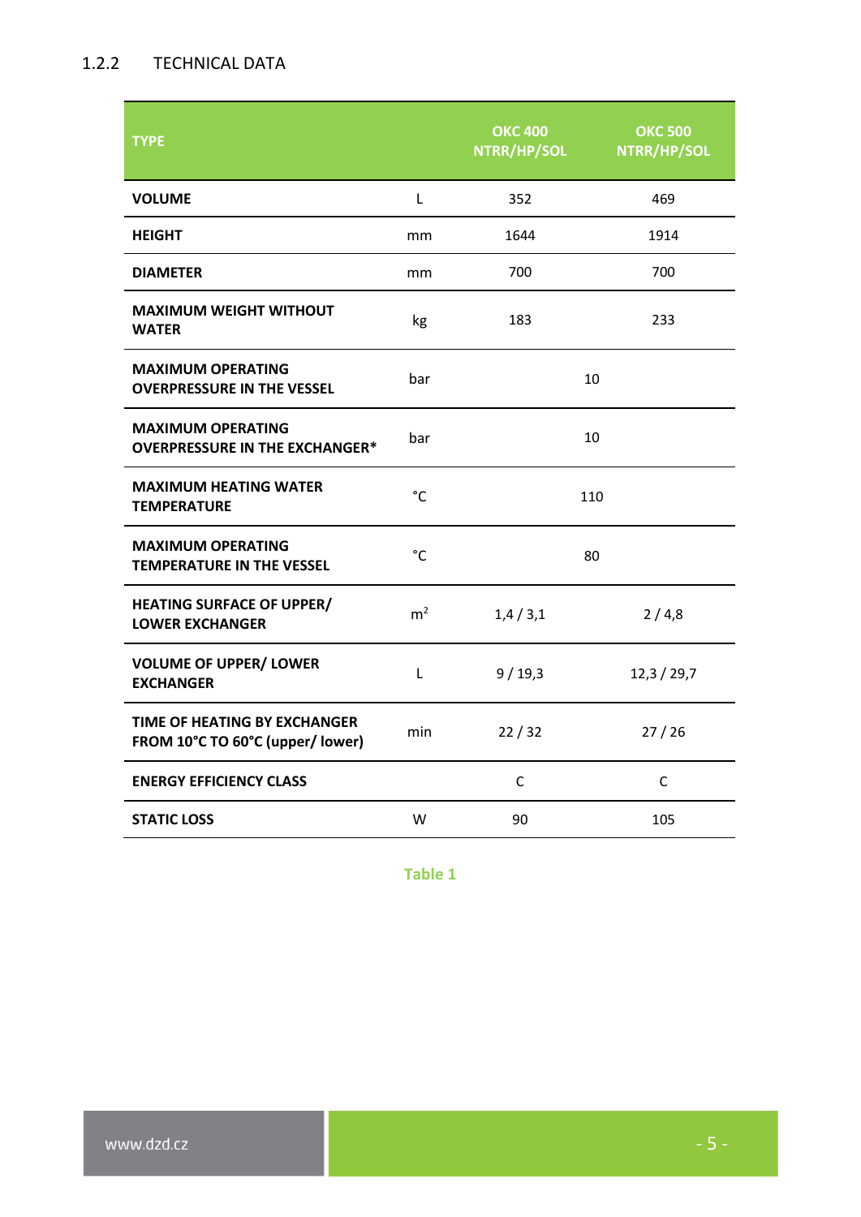### 1.2.2 TECHNICAL DATA

| TYPE | | OKC 400 NTRR/HP/SOL | OKC 500 NTRR/HP/SOL |
|---|---|---|---|
| **VOLUME** | L | 352 | 469 |
| **HEIGHT** | mm | 1644 | 1914 |
| **DIAMETER** | mm | 700 | 700 |
| **MAXIMUM WEIGHT WITHOUT WATER** | kg | 183 | 233 |
| **MAXIMUM OPERATING OVERPRESSURE IN THE VESSEL** | bar | 10 | |
| **MAXIMUM OPERATING OVERPRESSURE IN THE EXCHANGER*** | bar | 10 | |
| **MAXIMUM HEATING WATER TEMPERATURE** | °C | 110 | |
| **MAXIMUM OPERATING TEMPERATURE IN THE VESSEL** | °C | 80 | |
| **HEATING SURFACE OF UPPER/ LOWER EXCHANGER** | $m^2$ | 1,4 / 3,1 | 2 / 4,8 |
| **VOLUME OF UPPER/ LOWER EXCHANGER** | L | 9 / 19,3 | 12,3 / 29,7 |
| **TIME OF HEATING BY EXCHANGER FROM 10°C TO 60°C (upper/ lower)** | min | 22 / 32 | 27 / 26 |
| **ENERGY EFFICIENCY CLASS** | | C | C |
| **STATIC LOSS** | W | 90 | 105 |

Table 1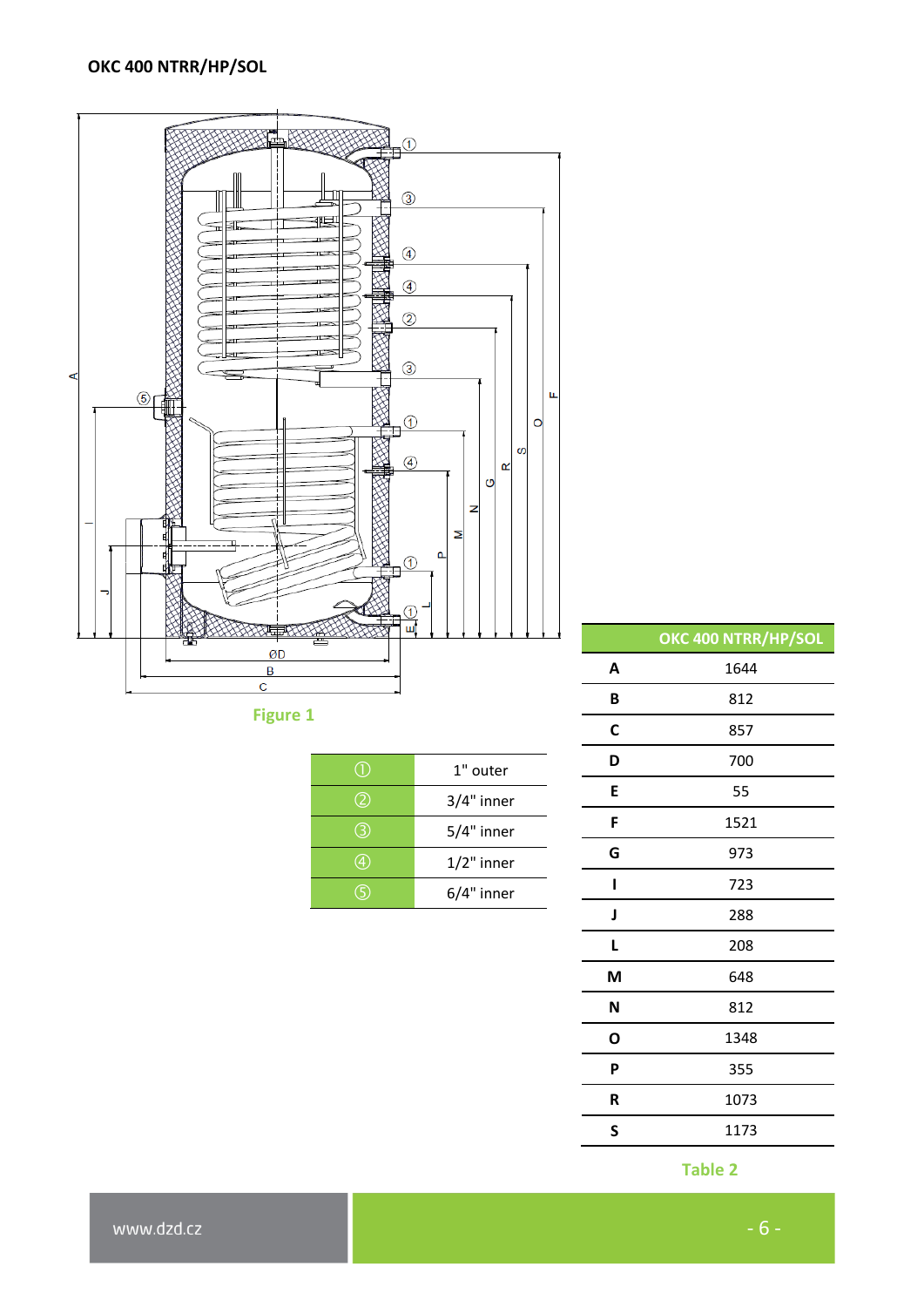### OKC 400 NTRR/HP/SOL

Figure 1

| | |
|---|---|
| ① | 1" outer |
| ② | 3/4" inner |
| ③ | 5/4" inner |
| ④ | 1/2" inner |
| ⑤ | 6/4" inner |

| | OKC 400 NTRR/HP/SOL |
|---|---|
| **A** | 1644 |
| **B** | 812 |
| **C** | 857 |
| **D** | 700 |
| **E** | 55 |
| **F** | 1521 |
| **G** | 973 |
| **I** | 723 |
| **J** | 288 |
| **L** | 208 |
| **M** | 648 |
| **N** | 812 |
| **O** | 1348 |
| **P** | 355 |
| **R** | 1073 |
| **S** | 1173 |

Table 2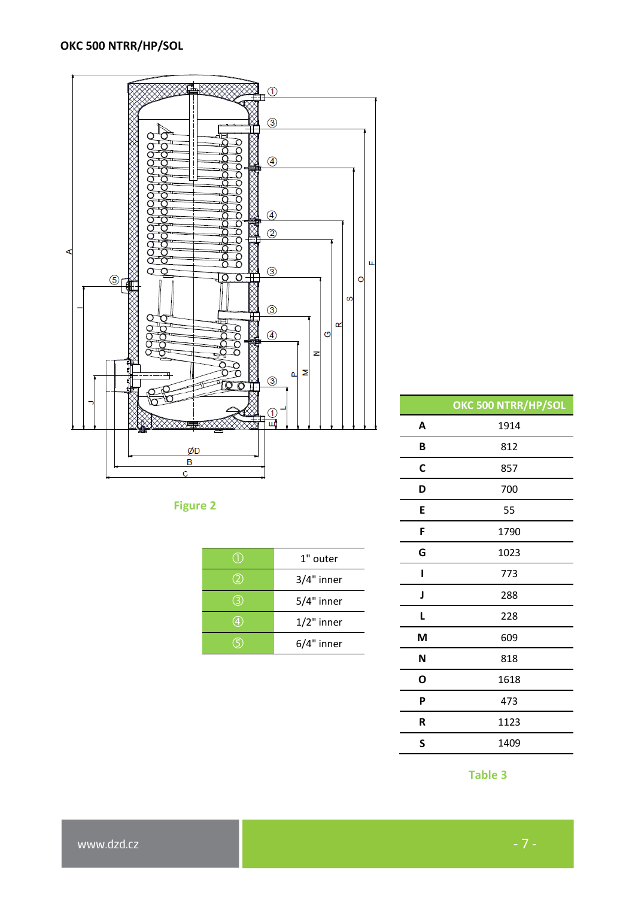**OKC 500 NTRR/HP/SOL**

Figure 2

| | |
|---|---|
| ① | 1" outer |
| ② | 3/4" inner |
| ③ | 5/4" inner |
| ④ | 1/2" inner |
| ⑤ | 6/4" inner |

| | OKC 500 NTRR/HP/SOL |
|---|---|
| **A** | 1914 |
| **B** | 812 |
| **C** | 857 |
| **D** | 700 |
| **E** | 55 |
| **F** | 1790 |
| **G** | 1023 |
| **I** | 773 |
| **J** | 288 |
| **L** | 228 |
| **M** | 609 |
| **N** | 818 |
| **O** | 1618 |
| **P** | 473 |
| **R** | 1123 |
| **S** | 1409 |

Table 3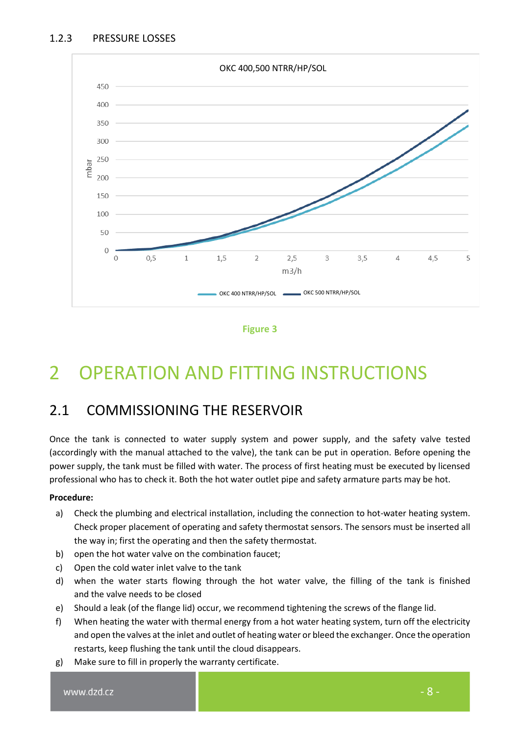### 1.2.3 PRESSURE LOSSES

Figure 3

# 2 OPERATION AND FITTING INSTRUCTIONS

## 2.1 COMMISSIONING THE RESERVOIR

Once the tank is connected to water supply system and power supply, and the safety valve tested (accordingly with the manual attached to the valve), the tank can be put in operation. Before opening the power supply, the tank must be filled with water. The process of first heating must be executed by licensed professional who has to check it. Both the hot water outlet pipe and safety armature parts may be hot.

**Procedure:**

a) Check the plumbing and electrical installation, including the connection to hot-water heating system. Check proper placement of operating and safety thermostat sensors. The sensors must be inserted all the way in; first the operating and then the safety thermostat.
b) open the hot water valve on the combination faucet;
c) Open the cold water inlet valve to the tank
d) when the water starts flowing through the hot water valve, the filling of the tank is finished and the valve needs to be closed
e) Should a leak (of the flange lid) occur, we recommend tightening the screws of the flange lid.
f) When heating the water with thermal energy from a hot water heating system, turn off the electricity and open the valves at the inlet and outlet of heating water or bleed the exchanger. Once the operation restarts, keep flushing the tank until the cloud disappears.
g) Make sure to fill in properly the warranty certificate.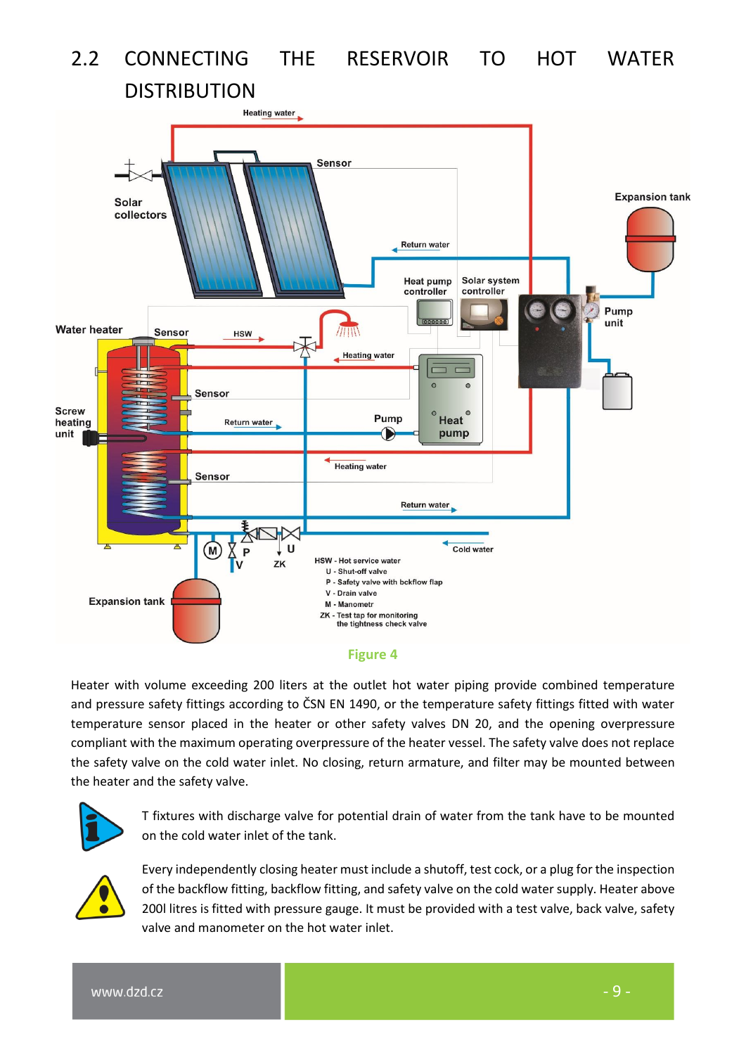## 2.2 CONNECTING THE RESERVOIR TO HOT WATER DISTRIBUTION

Figure 4

Heater with volume exceeding 200 liters at the outlet hot water piping provide combined temperature and pressure safety fittings according to ČSN EN 1490, or the temperature safety fittings fitted with water temperature sensor placed in the heater or other safety valves DN 20, and the opening overpressure compliant with the maximum operating overpressure of the heater vessel. The safety valve does not replace the safety valve on the cold water inlet. No closing, return armature, and filter may be mounted between the heater and the safety valve.

T fixtures with discharge valve for potential drain of water from the tank have to be mounted on the cold water inlet of the tank.

Every independently closing heater must include a shutoff, test cock, or a plug for the inspection of the backflow fitting, backflow fitting, and safety valve on the cold water supply. Heater above 200l litres is fitted with pressure gauge. It must be provided with a test valve, back valve, safety valve and manometer on the hot water inlet.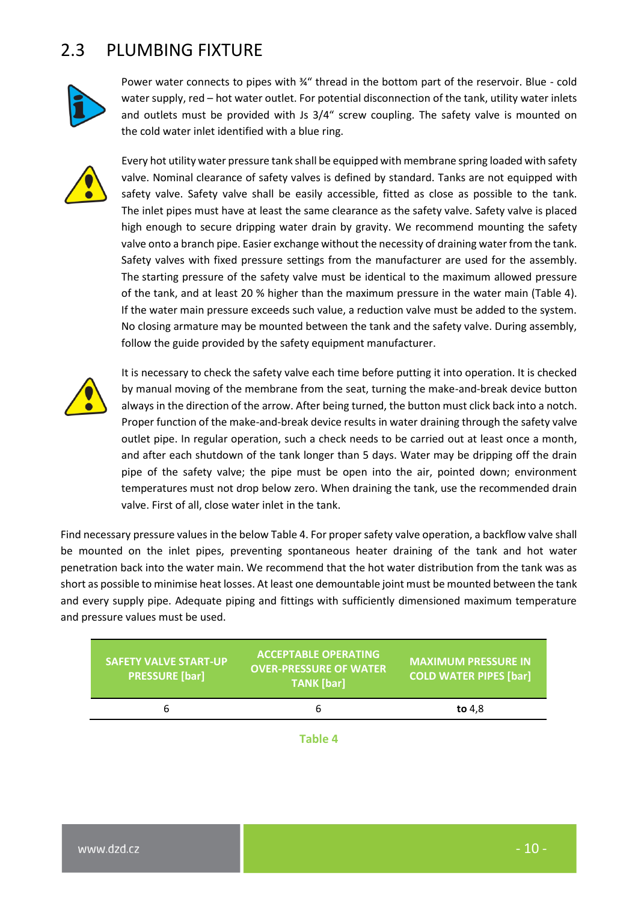## 2.3 PLUMBING FIXTURE

Power water connects to pipes with ¾" thread in the bottom part of the reservoir. Blue - cold water supply, red – hot water outlet. For potential disconnection of the tank, utility water inlets and outlets must be provided with Js 3/4" screw coupling. The safety valve is mounted on the cold water inlet identified with a blue ring.

Every hot utility water pressure tank shall be equipped with membrane spring loaded with safety valve. Nominal clearance of safety valves is defined by standard. Tanks are not equipped with safety valve. Safety valve shall be easily accessible, fitted as close as possible to the tank. The inlet pipes must have at least the same clearance as the safety valve. Safety valve is placed high enough to secure dripping water drain by gravity. We recommend mounting the safety valve onto a branch pipe. Easier exchange without the necessity of draining water from the tank. Safety valves with fixed pressure settings from the manufacturer are used for the assembly. The starting pressure of the safety valve must be identical to the maximum allowed pressure of the tank, and at least 20 % higher than the maximum pressure in the water main (Table 4). If the water main pressure exceeds such value, a reduction valve must be added to the system. No closing armature may be mounted between the tank and the safety valve. During assembly, follow the guide provided by the safety equipment manufacturer.

It is necessary to check the safety valve each time before putting it into operation. It is checked by manual moving of the membrane from the seat, turning the make-and-break device button always in the direction of the arrow. After being turned, the button must click back into a notch. Proper function of the make-and-break device results in water draining through the safety valve outlet pipe. In regular operation, such a check needs to be carried out at least once a month, and after each shutdown of the tank longer than 5 days. Water may be dripping off the drain pipe of the safety valve; the pipe must be open into the air, pointed down; environment temperatures must not drop below zero. When draining the tank, use the recommended drain valve. First of all, close water inlet in the tank.

Find necessary pressure values in the below Table 4. For proper safety valve operation, a backflow valve shall be mounted on the inlet pipes, preventing spontaneous heater draining of the tank and hot water penetration back into the water main. We recommend that the hot water distribution from the tank was as short as possible to minimise heat losses. At least one demountable joint must be mounted between the tank and every supply pipe. Adequate piping and fittings with sufficiently dimensioned maximum temperature and pressure values must be used.

| SAFETY VALVE START-UP PRESSURE [bar] | ACCEPTABLE OPERATING OVER-PRESSURE OF WATER TANK [bar] | MAXIMUM PRESSURE IN COLD WATER PIPES [bar] |
|---|---|---|
| 6 | 6 | **to** 4,8 |

Table 4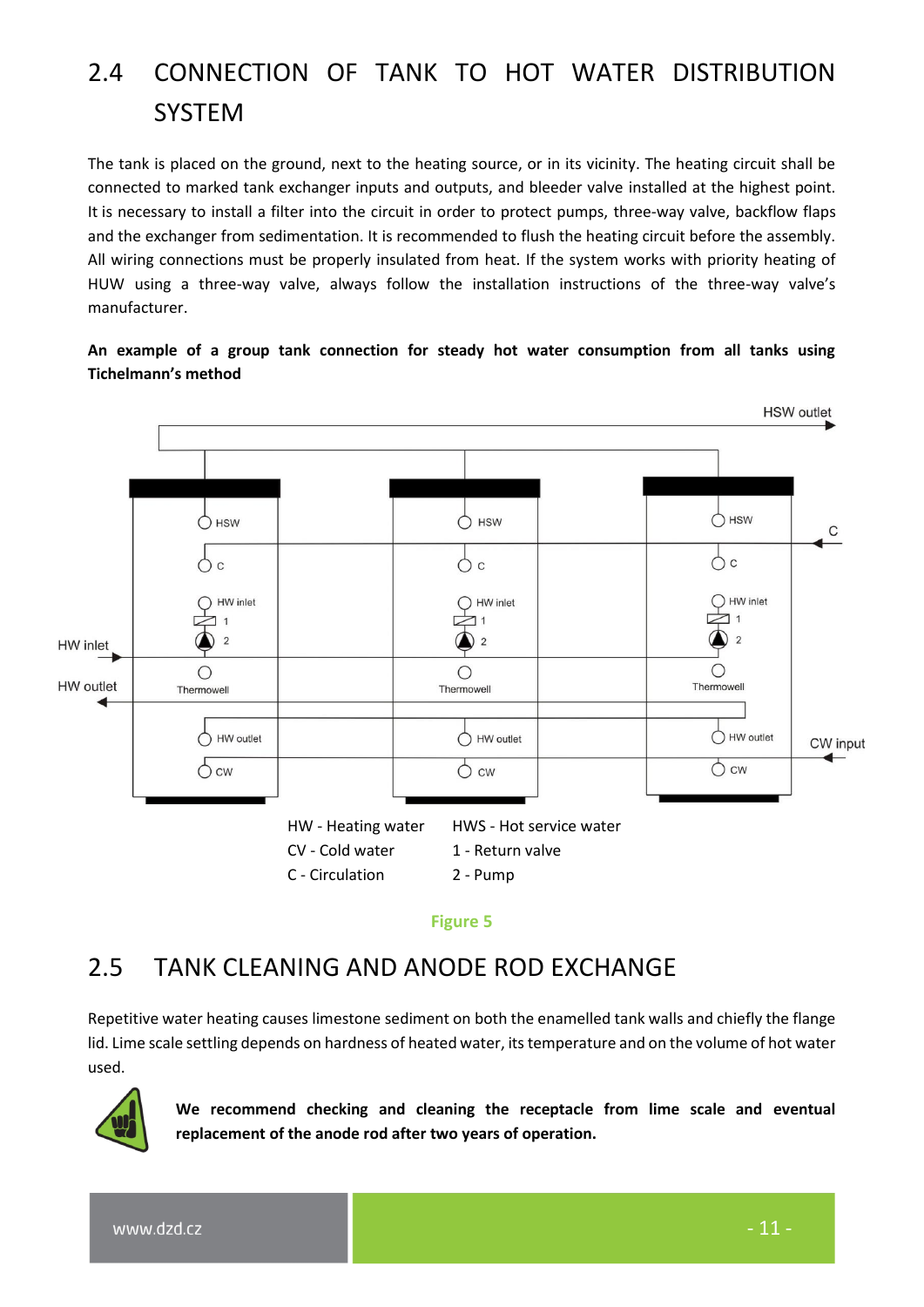## 2.4 CONNECTION OF TANK TO HOT WATER DISTRIBUTION SYSTEM

The tank is placed on the ground, next to the heating source, or in its vicinity. The heating circuit shall be connected to marked tank exchanger inputs and outputs, and bleeder valve installed at the highest point. It is necessary to install a filter into the circuit in order to protect pumps, three-way valve, backflow flaps and the exchanger from sedimentation. It is recommended to flush the heating circuit before the assembly. All wiring connections must be properly insulated from heat. If the system works with priority heating of HUW using a three-way valve, always follow the installation instructions of the three-way valve's manufacturer.

**An example of a group tank connection for steady hot water consumption from all tanks using Tichelmann's method**

HSW outlet

C

HW inlet

HW outlet

CW input

HSW, C, HW inlet, 1, 2, Thermowell, HW outlet, CW

HW - Heating water
CV - Cold water
C - Circulation

HWS - Hot service water
1 - Return valve
2 - Pump

Figure 5

## 2.5 TANK CLEANING AND ANODE ROD EXCHANGE

Repetitive water heating causes limestone sediment on both the enamelled tank walls and chiefly the flange lid. Lime scale settling depends on hardness of heated water, its temperature and on the volume of hot water used.

**We recommend checking and cleaning the receptacle from lime scale and eventual replacement of the anode rod after two years of operation.**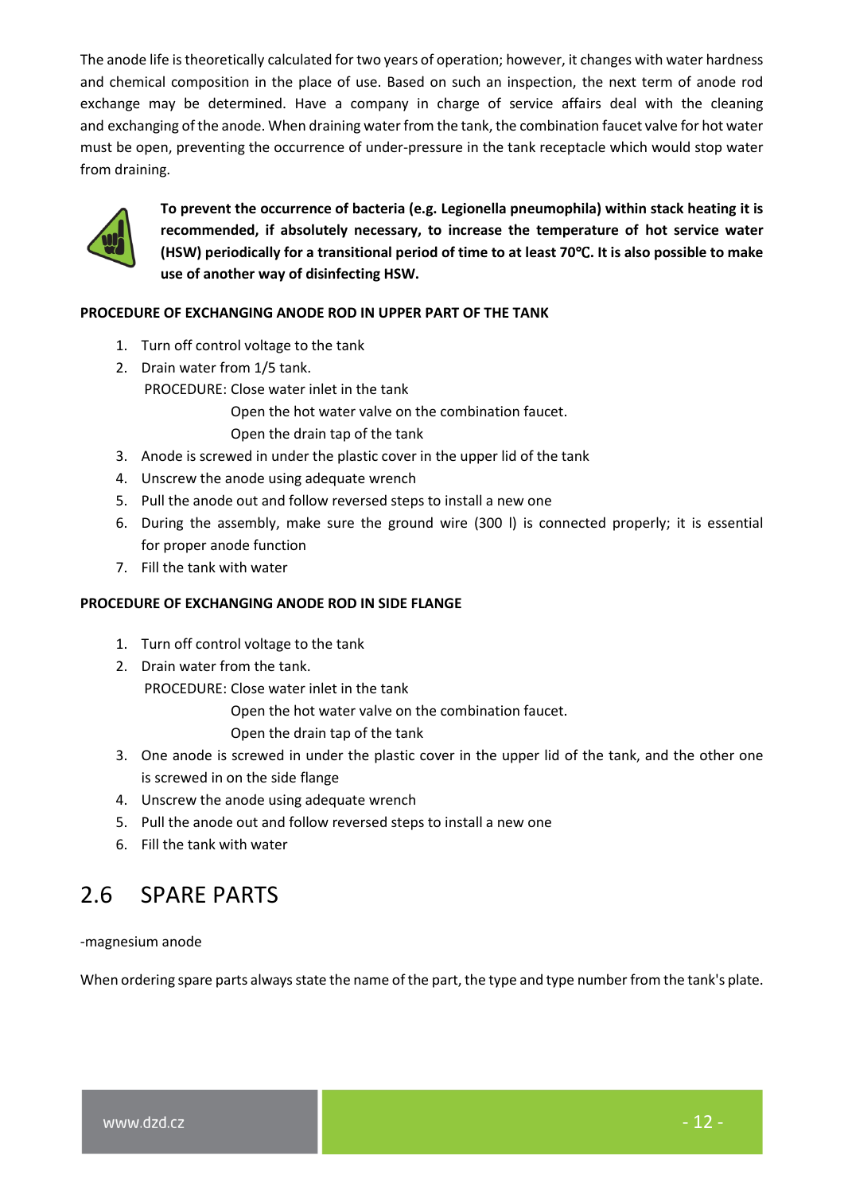The anode life is theoretically calculated for two years of operation; however, it changes with water hardness and chemical composition in the place of use. Based on such an inspection, the next term of anode rod exchange may be determined. Have a company in charge of service affairs deal with the cleaning and exchanging of the anode. When draining water from the tank, the combination faucet valve for hot water must be open, preventing the occurrence of under-pressure in the tank receptacle which would stop water from draining.

**To prevent the occurrence of bacteria (e.g. Legionella pneumophila) within stack heating it is recommended, if absolutely necessary, to increase the temperature of hot service water (HSW) periodically for a transitional period of time to at least 70℃. It is also possible to make use of another way of disinfecting HSW.**

**PROCEDURE OF EXCHANGING ANODE ROD IN UPPER PART OF THE TANK**

1. Turn off control voltage to the tank
2. Drain water from 1/5 tank.
   PROCEDURE: Close water inlet in the tank
   Open the hot water valve on the combination faucet.
   Open the drain tap of the tank
3. Anode is screwed in under the plastic cover in the upper lid of the tank
4. Unscrew the anode using adequate wrench
5. Pull the anode out and follow reversed steps to install a new one
6. During the assembly, make sure the ground wire (300 l) is connected properly; it is essential for proper anode function
7. Fill the tank with water

**PROCEDURE OF EXCHANGING ANODE ROD IN SIDE FLANGE**

1. Turn off control voltage to the tank
2. Drain water from the tank.
   PROCEDURE: Close water inlet in the tank
   Open the hot water valve on the combination faucet.
   Open the drain tap of the tank
3. One anode is screwed in under the plastic cover in the upper lid of the tank, and the other one is screwed in on the side flange
4. Unscrew the anode using adequate wrench
5. Pull the anode out and follow reversed steps to install a new one
6. Fill the tank with water

## 2.6 SPARE PARTS

-magnesium anode

When ordering spare parts always state the name of the part, the type and type number from the tank's plate.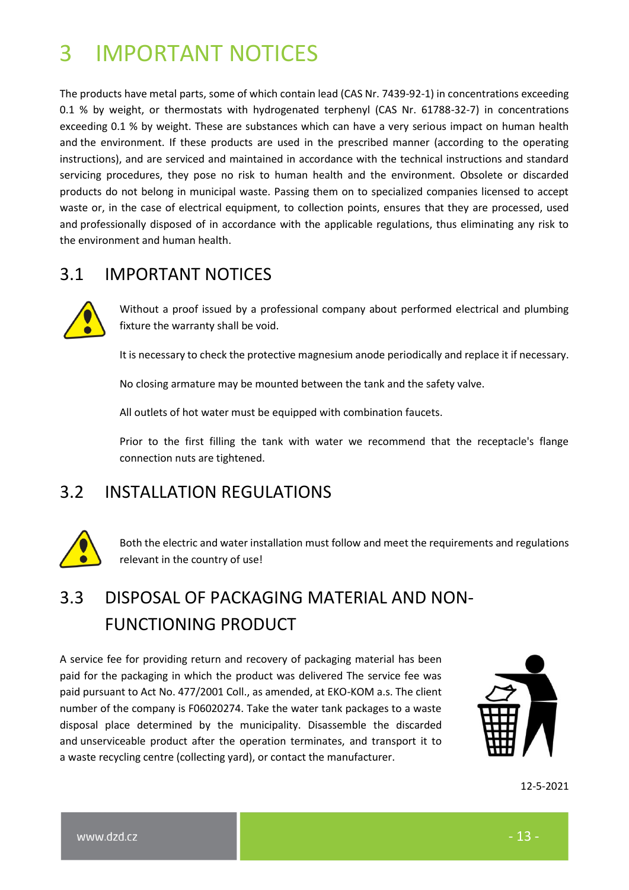# 3 IMPORTANT NOTICES

The products have metal parts, some of which contain lead (CAS Nr. 7439-92-1) in concentrations exceeding 0.1 % by weight, or thermostats with hydrogenated terphenyl (CAS Nr. 61788-32-7) in concentrations exceeding 0.1 % by weight. These are substances which can have a very serious impact on human health and the environment. If these products are used in the prescribed manner (according to the operating instructions), and are serviced and maintained in accordance with the technical instructions and standard servicing procedures, they pose no risk to human health and the environment. Obsolete or discarded products do not belong in municipal waste. Passing them on to specialized companies licensed to accept waste or, in the case of electrical equipment, to collection points, ensures that they are processed, used and professionally disposed of in accordance with the applicable regulations, thus eliminating any risk to the environment and human health.

## 3.1 IMPORTANT NOTICES

Without a proof issued by a professional company about performed electrical and plumbing fixture the warranty shall be void.

It is necessary to check the protective magnesium anode periodically and replace it if necessary.

No closing armature may be mounted between the tank and the safety valve.

All outlets of hot water must be equipped with combination faucets.

Prior to the first filling the tank with water we recommend that the receptacle's flange connection nuts are tightened.

## 3.2 INSTALLATION REGULATIONS

Both the electric and water installation must follow and meet the requirements and regulations relevant in the country of use!

## 3.3 DISPOSAL OF PACKAGING MATERIAL AND NON-FUNCTIONING PRODUCT

A service fee for providing return and recovery of packaging material has been paid for the packaging in which the product was delivered The service fee was paid pursuant to Act No. 477/2001 Coll., as amended, at EKO-KOM a.s. The client number of the company is F06020274. Take the water tank packages to a waste disposal place determined by the municipality. Disassemble the discarded and unserviceable product after the operation terminates, and transport it to a waste recycling centre (collecting yard), or contact the manufacturer.

12-5-2021